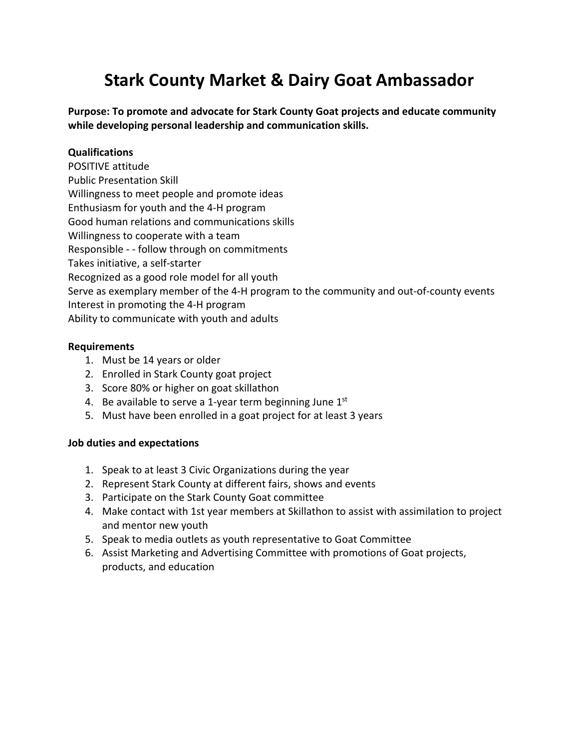# Stark County Market & Dairy Goat Ambassador

**Purpose: To promote and advocate for Stark County Goat projects and educate community while developing personal leadership and communication skills.**

**Qualifications**

POSITIVE attitude
Public Presentation Skill
Willingness to meet people and promote ideas
Enthusiasm for youth and the 4-H program
Good human relations and communications skills
Willingness to cooperate with a team
Responsible - - follow through on commitments
Takes initiative, a self-starter
Recognized as a good role model for all youth
Serve as exemplary member of the 4-H program to the community and out-of-county events
Interest in promoting the 4-H program
Ability to communicate with youth and adults

**Requirements**

1. Must be 14 years or older
2. Enrolled in Stark County goat project
3. Score 80% or higher on goat skillathon
4. Be available to serve a 1-year term beginning June 1st
5. Must have been enrolled in a goat project for at least 3 years

**Job duties and expectations**

1. Speak to at least 3 Civic Organizations during the year
2. Represent Stark County at different fairs, shows and events
3. Participate on the Stark County Goat committee
4. Make contact with 1st year members at Skillathon to assist with assimilation to project and mentor new youth
5. Speak to media outlets as youth representative to Goat Committee
6. Assist Marketing and Advertising Committee with promotions of Goat projects, products, and education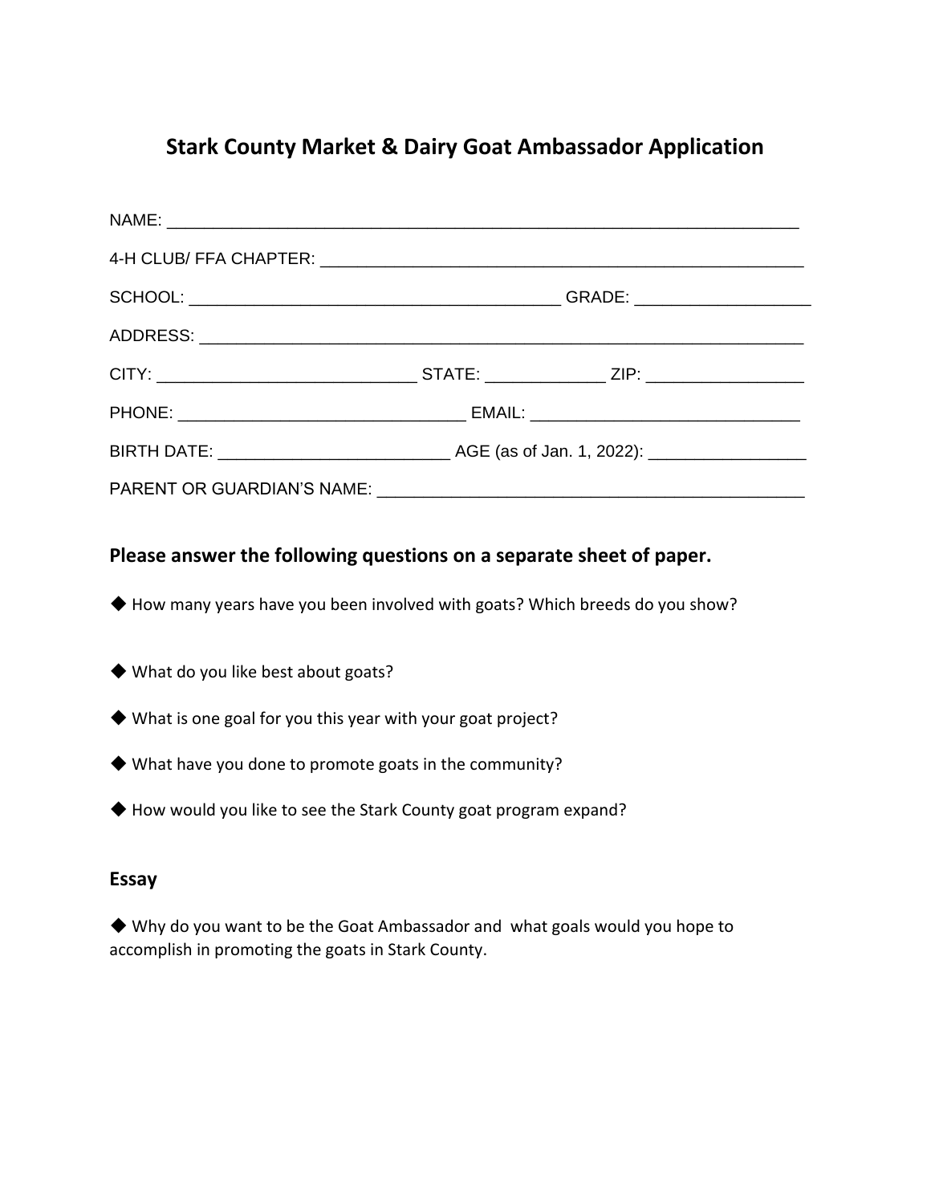# Stark County Market & Dairy Goat Ambassador Application

NAME: ______________________________________________________________________

4-H CLUB/ FFA CHAPTER: _____________________________________________________

SCHOOL: _________________________________________ GRADE: __________________

ADDRESS: ___________________________________________________________________

CITY: _____________________________ STATE: _____________ ZIP: _________________

PHONE: ________________________________ EMAIL: _____________________________

BIRTH DATE: __________________________ AGE (as of Jan. 1, 2022): _________________

PARENT OR GUARDIAN'S NAME: ________________________________________________

## Please answer the following questions on a separate sheet of paper.

◆ How many years have you been involved with goats? Which breeds do you show?

◆ What do you like best about goats?

◆ What is one goal for you this year with your goat project?

◆ What have you done to promote goats in the community?

◆ How would you like to see the Stark County goat program expand?

## Essay

◆ Why do you want to be the Goat Ambassador and what goals would you hope to accomplish in promoting the goats in Stark County.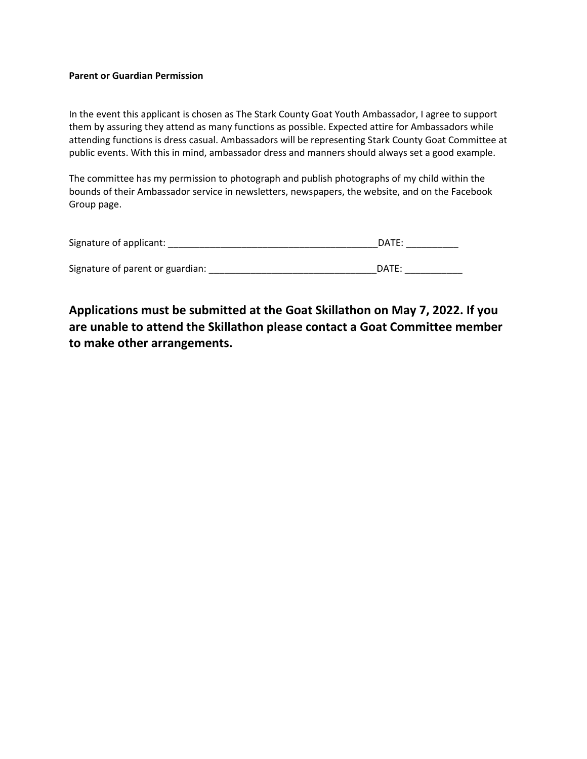**Parent or Guardian Permission**

In the event this applicant is chosen as The Stark County Goat Youth Ambassador, I agree to support them by assuring they attend as many functions as possible. Expected attire for Ambassadors while attending functions is dress casual. Ambassadors will be representing Stark County Goat Committee at public events. With this in mind, ambassador dress and manners should always set a good example.

The committee has my permission to photograph and publish photographs of my child within the bounds of their Ambassador service in newsletters, newspapers, the website, and on the Facebook Group page.

Signature of applicant: ________________________________________DATE: __________

Signature of parent or guardian: ________________________________DATE: ___________

**Applications must be submitted at the Goat Skillathon on May 7, 2022. If you are unable to attend the Skillathon please contact a Goat Committee member to make other arrangements.**